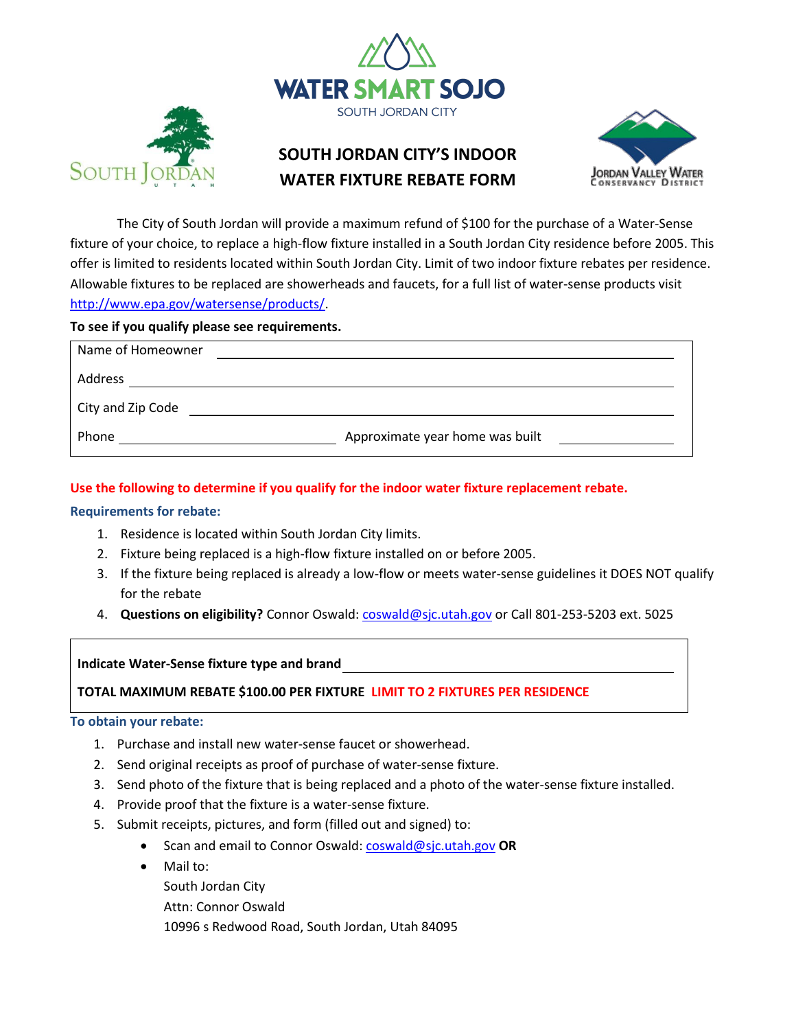WATER SMART SOJO

SOUTH JORDAN CITY

# SOUTH JORDAN CITY'S INDOOR WATER FIXTURE REBATE FORM

The City of South Jordan will provide a maximum refund of $100 for the purchase of a Water-Sense fixture of your choice, to replace a high-flow fixture installed in a South Jordan City residence before 2005. This offer is limited to residents located within South Jordan City. Limit of two indoor fixture rebates per residence. Allowable fixtures to be replaced are showerheads and faucets, for a full list of water-sense products visit http://www.epa.gov/watersense/products/.

**To see if you qualify please see requirements.**

Name of Homeowner ______________________________

Address ______________________________

City and Zip Code ______________________________

Phone ______________________ Approximate year home was built ____________

**Use the following to determine if you qualify for the indoor water fixture replacement rebate.**

**Requirements for rebate:**

1. Residence is located within South Jordan City limits.
2. Fixture being replaced is a high-flow fixture installed on or before 2005.
3. If the fixture being replaced is already a low-flow or meets water-sense guidelines it DOES NOT qualify for the rebate
4. **Questions on eligibility?** Connor Oswald: coswald@sjc.utah.gov or Call 801-253-5203 ext. 5025

**Indicate Water-Sense fixture type and brand** ______________________________

**TOTAL MAXIMUM REBATE $100.00 PER FIXTURE LIMIT TO 2 FIXTURES PER RESIDENCE**

**To obtain your rebate:**

1. Purchase and install new water-sense faucet or showerhead.
2. Send original receipts as proof of purchase of water-sense fixture.
3. Send photo of the fixture that is being replaced and a photo of the water-sense fixture installed.
4. Provide proof that the fixture is a water-sense fixture.
5. Submit receipts, pictures, and form (filled out and signed) to:
   - Scan and email to Connor Oswald: coswald@sjc.utah.gov **OR**
   - Mail to:
     South Jordan City
     Attn: Connor Oswald
     10996 s Redwood Road, South Jordan, Utah 84095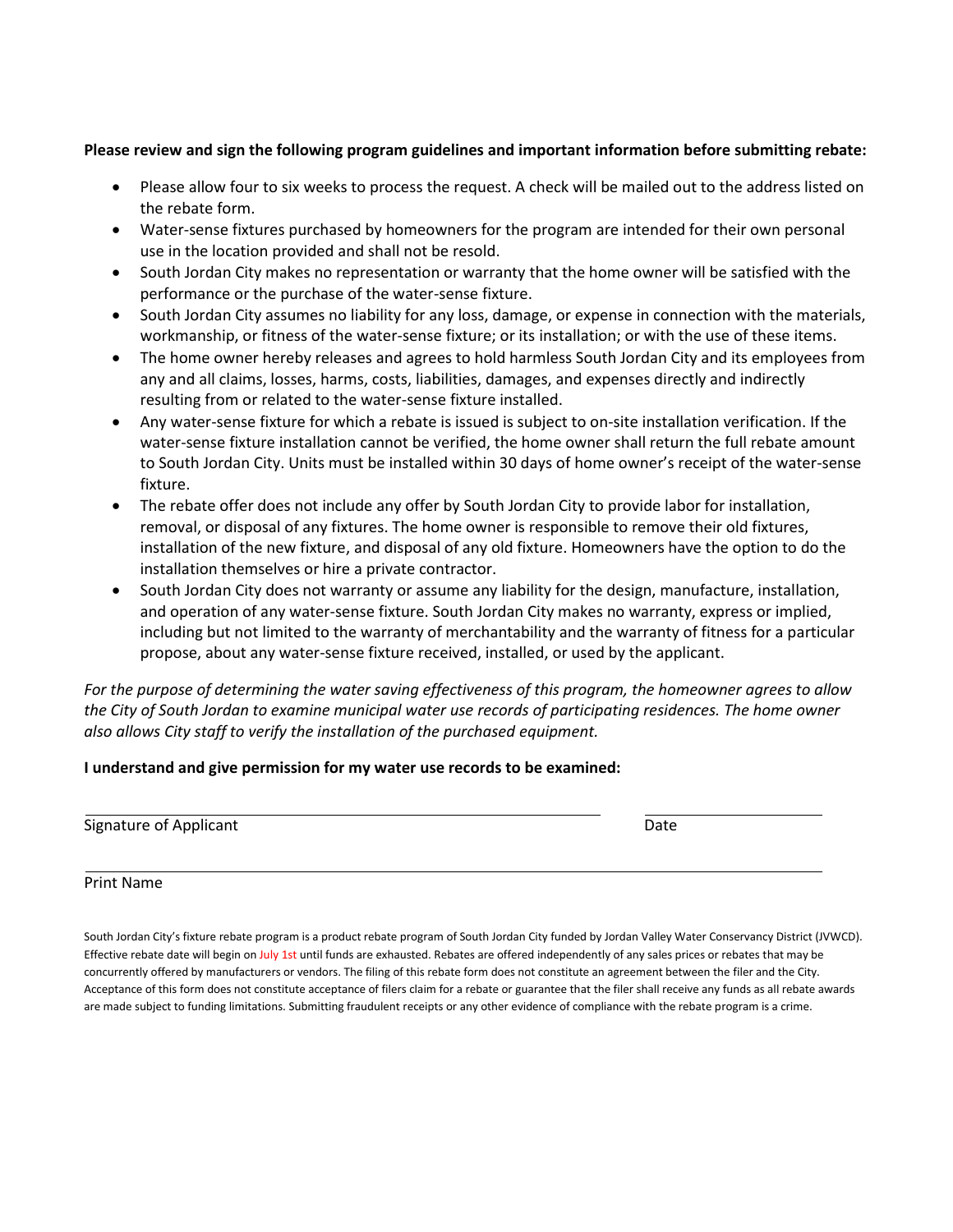**Please review and sign the following program guidelines and important information before submitting rebate:**

- Please allow four to six weeks to process the request. A check will be mailed out to the address listed on the rebate form.
- Water-sense fixtures purchased by homeowners for the program are intended for their own personal use in the location provided and shall not be resold.
- South Jordan City makes no representation or warranty that the home owner will be satisfied with the performance or the purchase of the water-sense fixture.
- South Jordan City assumes no liability for any loss, damage, or expense in connection with the materials, workmanship, or fitness of the water-sense fixture; or its installation; or with the use of these items.
- The home owner hereby releases and agrees to hold harmless South Jordan City and its employees from any and all claims, losses, harms, costs, liabilities, damages, and expenses directly and indirectly resulting from or related to the water-sense fixture installed.
- Any water-sense fixture for which a rebate is issued is subject to on-site installation verification. If the water-sense fixture installation cannot be verified, the home owner shall return the full rebate amount to South Jordan City. Units must be installed within 30 days of home owner's receipt of the water-sense fixture.
- The rebate offer does not include any offer by South Jordan City to provide labor for installation, removal, or disposal of any fixtures. The home owner is responsible to remove their old fixtures, installation of the new fixture, and disposal of any old fixture. Homeowners have the option to do the installation themselves or hire a private contractor.
- South Jordan City does not warranty or assume any liability for the design, manufacture, installation, and operation of any water-sense fixture. South Jordan City makes no warranty, express or implied, including but not limited to the warranty of merchantability and the warranty of fitness for a particular propose, about any water-sense fixture received, installed, or used by the applicant.

*For the purpose of determining the water saving effectiveness of this program, the homeowner agrees to allow the City of South Jordan to examine municipal water use records of participating residences. The home owner also allows City staff to verify the installation of the purchased equipment.*

**I understand and give permission for my water use records to be examined:**

Signature of Applicant _______________________ Date ___________

Print Name _______________________

South Jordan City's fixture rebate program is a product rebate program of South Jordan City funded by Jordan Valley Water Conservancy District (JVWCD). Effective rebate date will begin on July 1st until funds are exhausted. Rebates are offered independently of any sales prices or rebates that may be concurrently offered by manufacturers or vendors. The filing of this rebate form does not constitute an agreement between the filer and the City. Acceptance of this form does not constitute acceptance of filers claim for a rebate or guarantee that the filer shall receive any funds as all rebate awards are made subject to funding limitations. Submitting fraudulent receipts or any other evidence of compliance with the rebate program is a crime.